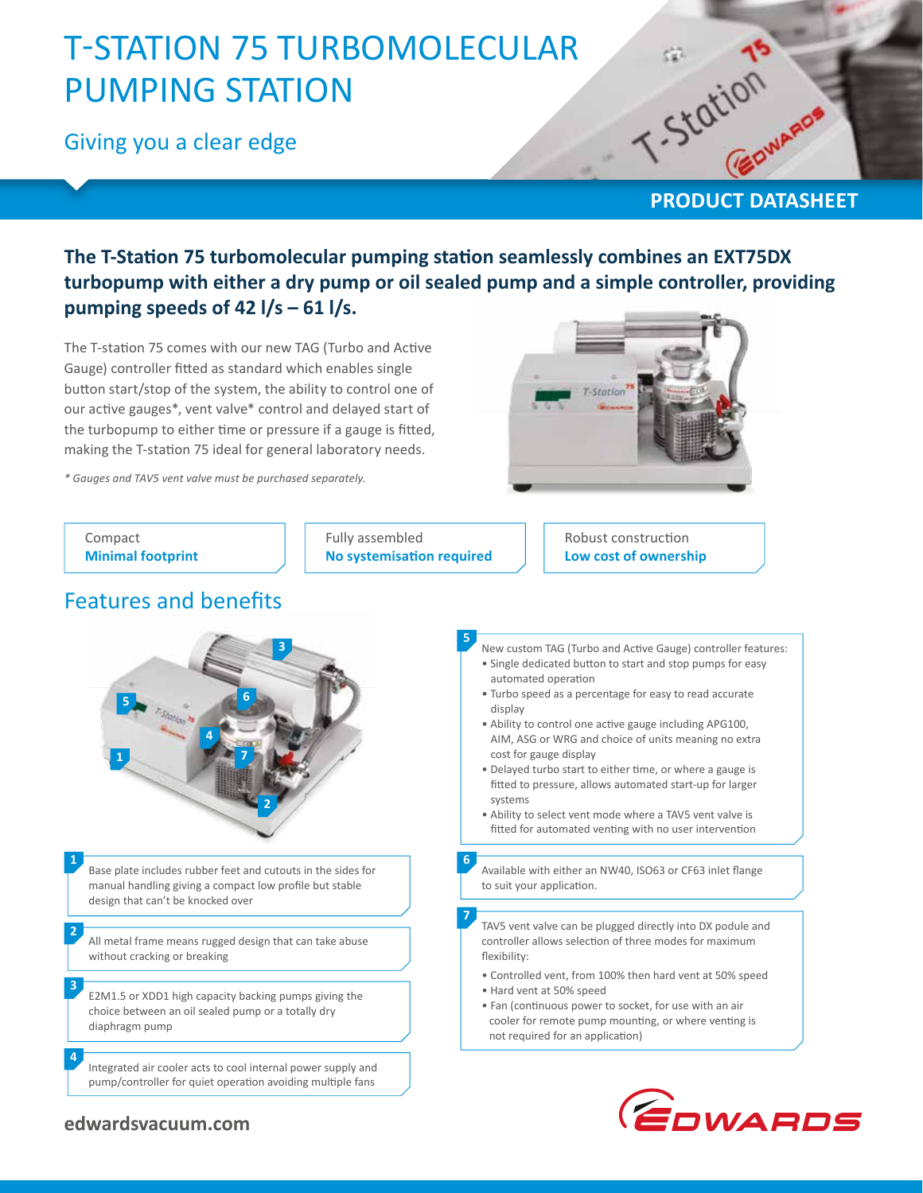# T-STATION 75 TURBOMOLECULAR PUMPING STATION

## Giving you a clear edge

PRODUCT DATASHEET

**The T-Station 75 turbomolecular pumping station seamlessly combines an EXT75DX turbopump with either a dry pump or oil sealed pump and a simple controller, providing pumping speeds of 42 l/s – 61 l/s.**

The T-station 75 comes with our new TAG (Turbo and Active Gauge) controller fitted as standard which enables single button start/stop of the system, the ability to control one of our active gauges*, vent valve* control and delayed start of the turbopump to either time or pressure if a gauge is fitted, making the T-station 75 ideal for general laboratory needs.

*\* Gauges and TAV5 vent valve must be purchased separately.*

| Compact<br>**Minimal footprint** | Fully assembled<br>**No systemisation required** | Robust construction<br>**Low cost of ownership** |
|---|---|---|

## Features and benefits

**1** Base plate includes rubber feet and cutouts in the sides for manual handling giving a compact low profile but stable design that can't be knocked over

**2** All metal frame means rugged design that can take abuse without cracking or breaking

**3** E2M1.5 or XDD1 high capacity backing pumps giving the choice between an oil sealed pump or a totally dry diaphragm pump

**4** Integrated air cooler acts to cool internal power supply and pump/controller for quiet operation avoiding multiple fans

**5** New custom TAG (Turbo and Active Gauge) controller features:

- Single dedicated button to start and stop pumps for easy automated operation
- Turbo speed as a percentage for easy to read accurate display
- Ability to control one active gauge including APG100, AIM, ASG or WRG and choice of units meaning no extra cost for gauge display
- Delayed turbo start to either time, or where a gauge is fitted to pressure, allows automated start-up for larger systems
- Ability to select vent mode where a TAV5 vent valve is fitted for automated venting with no user intervention

**6** Available with either an NW40, ISO63 or CF63 inlet flange to suit your application.

**7** TAV5 vent valve can be plugged directly into DX podule and controller allows selection of three modes for maximum flexibility:

- Controlled vent, from 100% then hard vent at 50% speed
- Hard vent at 50% speed
- Fan (continuous power to socket, for use with an air cooler for remote pump mounting, or where venting is not required for an application)

edwardsvacuum.com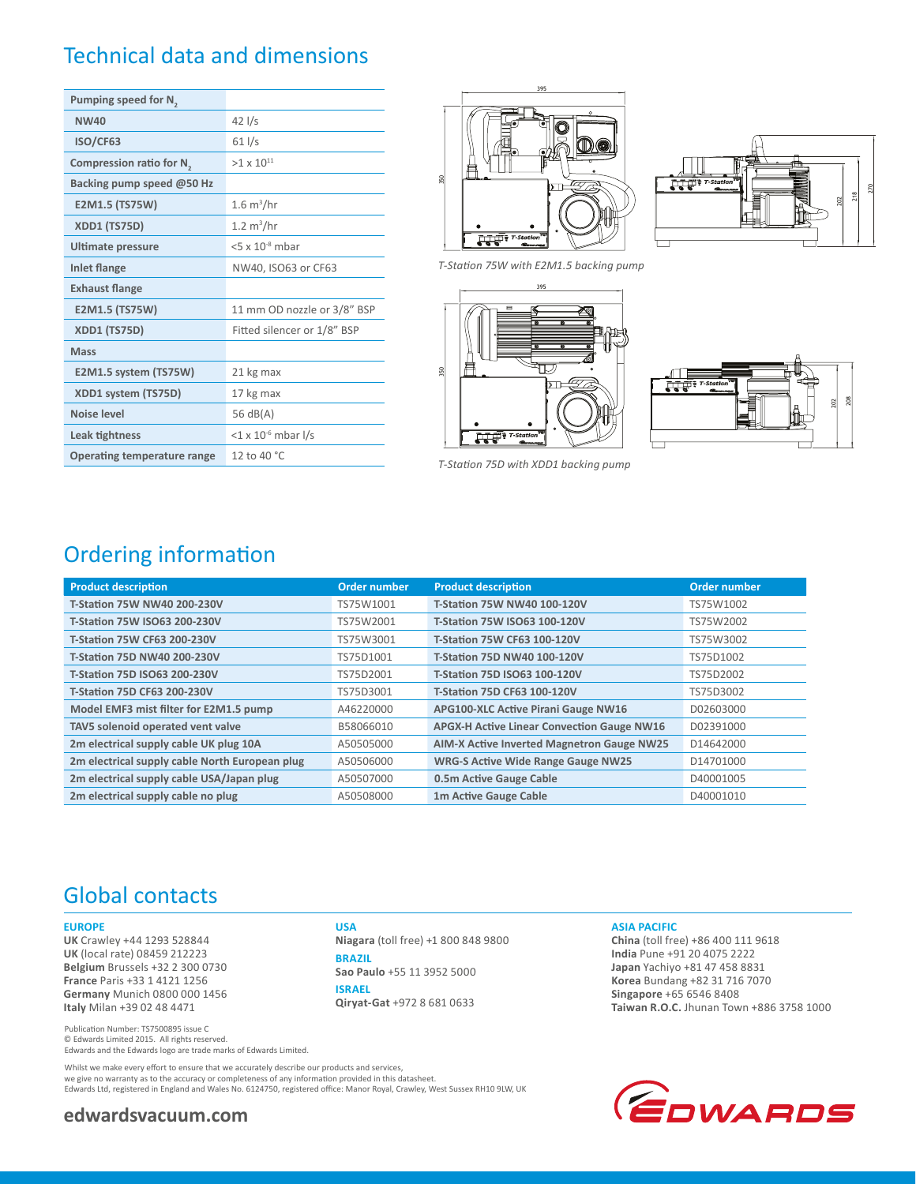## Technical data and dimensions

| | |
|---|---|
| **Pumping speed for $N_2$** | |
| **NW40** | 42 l/s |
| **ISO/CF63** | 61 l/s |
| **Compression ratio for $N_2$** | >1 x $10^{11}$ |
| **Backing pump speed @50 Hz** | |
| **E2M1.5 (TS75W)** | 1.6 $m^3$/hr |
| **XDD1 (TS75D)** | 1.2 $m^3$/hr |
| **Ultimate pressure** | <5 x $10^{-8}$ mbar |
| **Inlet flange** | NW40, ISO63 or CF63 |
| **Exhaust flange** | |
| **E2M1.5 (TS75W)** | 11 mm OD nozzle or 3/8" BSP |
| **XDD1 (TS75D)** | Fitted silencer or 1/8" BSP |
| **Mass** | |
| **E2M1.5 system (TS75W)** | 21 kg max |
| **XDD1 system (TS75D)** | 17 kg max |
| **Noise level** | 56 dB(A) |
| **Leak tightness** | <1 x $10^{-6}$ mbar l/s |
| **Operating temperature range** | 12 to 40 °C |

395
350
202
218
270

*T-Station 75W with E2M1.5 backing pump*

395
350
202
208

*T-Station 75D with XDD1 backing pump*

## Ordering information

| Product description | Order number | Product description | Order number |
|---|---|---|---|
| **T-Station 75W NW40 200-230V** | TS75W1001 | **T-Station 75W NW40 100-120V** | TS75W1002 |
| **T-Station 75W ISO63 200-230V** | TS75W2001 | **T-Station 75W ISO63 100-120V** | TS75W2002 |
| **T-Station 75W CF63 200-230V** | TS75W3001 | **T-Station 75W CF63 100-120V** | TS75W3002 |
| **T-Station 75D NW40 200-230V** | TS75D1001 | **T-Station 75D NW40 100-120V** | TS75D1002 |
| **T-Station 75D ISO63 200-230V** | TS75D2001 | **T-Station 75D ISO63 100-120V** | TS75D2002 |
| **T-Station 75D CF63 200-230V** | TS75D3001 | **T-Station 75D CF63 100-120V** | TS75D3002 |
| **Model EMF3 mist filter for E2M1.5 pump** | A46220000 | **APG100-XLC Active Pirani Gauge NW16** | D02603000 |
| **TAV5 solenoid operated vent valve** | B58066010 | **APGX-H Active Linear Convection Gauge NW16** | D02391000 |
| **2m electrical supply cable UK plug 10A** | A50505000 | **AIM-X Active Inverted Magnetron Gauge NW25** | D14642000 |
| **2m electrical supply cable North European plug** | A50506000 | **WRG-S Active Wide Range Gauge NW25** | D14701000 |
| **2m electrical supply cable USA/Japan plug** | A50507000 | **0.5m Active Gauge Cable** | D40001005 |
| **2m electrical supply cable no plug** | A50508000 | **1m Active Gauge Cable** | D40001010 |

## Global contacts

**EUROPE**
**UK** Crawley +44 1293 528844
**UK** (local rate) 08459 212223
**Belgium** Brussels +32 2 300 0730
**France** Paris +33 1 4121 1256
**Germany** Munich 0800 000 1456
**Italy** Milan +39 02 48 4471

**USA**
**Niagara** (toll free) +1 800 848 9800

**BRAZIL**
**Sao Paulo** +55 11 3952 5000

**ISRAEL**
**Qiryat-Gat** +972 8 681 0633

**ASIA PACIFIC**
**China** (toll free) +86 400 111 9618
**India** Pune +91 20 4075 2222
**Japan** Yachiyo +81 47 458 8831
**Korea** Bundang +82 31 716 7070
**Singapore** +65 6546 8408
**Taiwan R.O.C.** Jhunan Town +886 3758 1000

Publication Number: TS7500895 issue C
© Edwards Limited 2015. All rights reserved.
Edwards and the Edwards logo are trade marks of Edwards Limited.

Whilst we make every effort to ensure that we accurately describe our products and services,
we give no warranty as to the accuracy or completeness of any information provided in this datasheet.
Edwards Ltd, registered in England and Wales No. 6124750, registered office: Manor Royal, Crawley, West Sussex RH10 9LW, UK

**edwardsvacuum.com**

EDWARDS